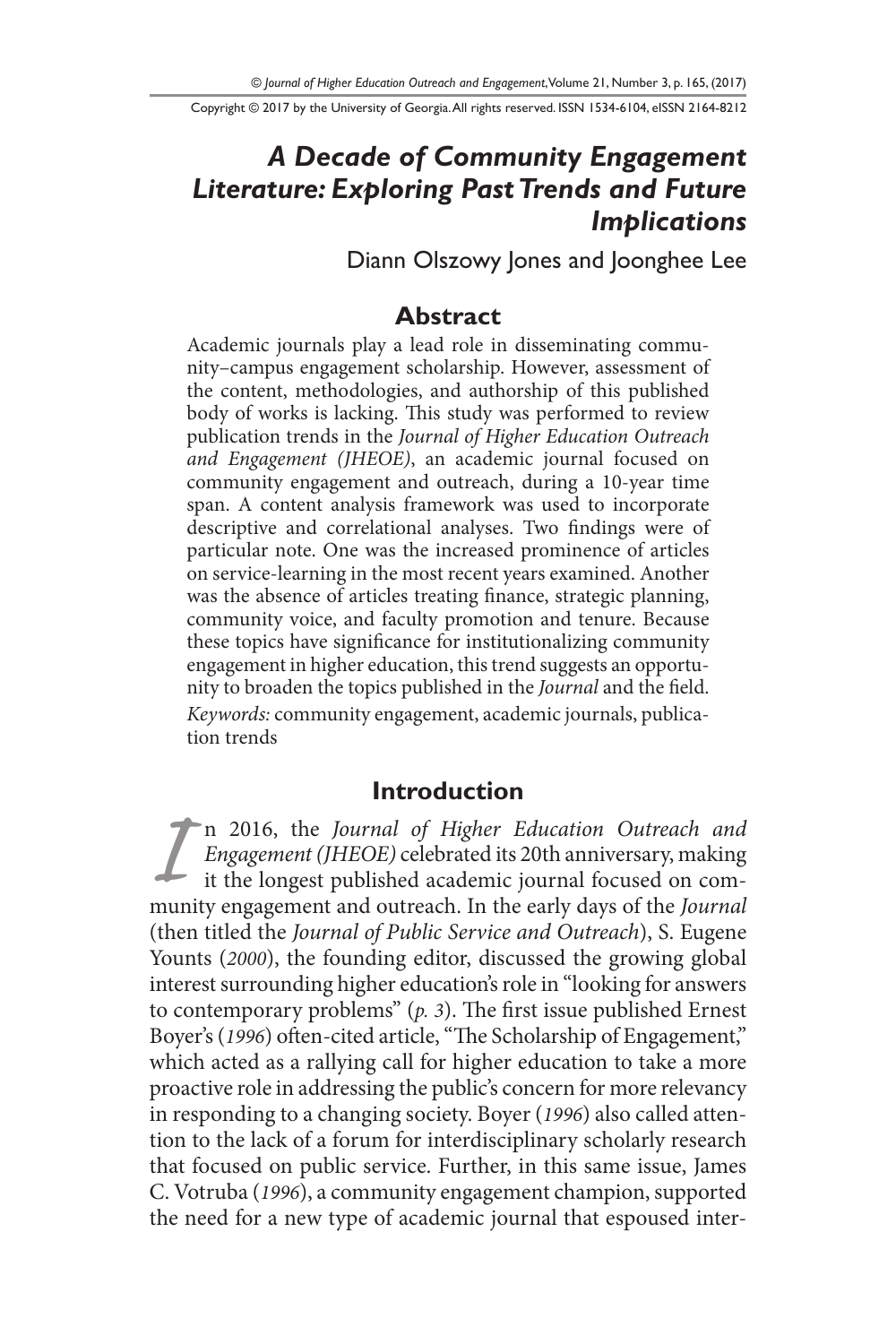# A Decade of Community Engagement Literature: Exploring Past Trends and Future Implications

Diann Olszowy Jones and Joonghee Lee

## Abstract

Academic journals play a lead role in disseminating community–campus engagement scholarship. However, assessment of the content, methodologies, and authorship of this published body of works is lacking. This study was performed to review publication trends in the *Journal of Higher Education Outreach and Engagement (JHEOE)*, an academic journal focused on community engagement and outreach, during a 10-year time span. A content analysis framework was used to incorporate descriptive and correlational analyses. Two findings were of particular note. One was the increased prominence of articles on service-learning in the most recent years examined. Another was the absence of articles treating finance, strategic planning, community voice, and faculty promotion and tenure. Because these topics have significance for institutionalizing community engagement in higher education, this trend suggests an opportunity to broaden the topics published in the *Journal* and the field.

*Keywords:* community engagement, academic journals, publication trends

## Introduction

In 2016, the *Journal of Higher Education Outreach and Engagement (JHEOE)* celebrated its 20th anniversary, making it the longest published academic journal focused on community engagement and outreach. In the early days of the *Journal* (then titled the *Journal of Public Service and Outreach*), S. Eugene Younts (*2000*), the founding editor, discussed the growing global interest surrounding higher education's role in "looking for answers to contemporary problems" (*p. 3*). The first issue published Ernest Boyer's (*1996*) often-cited article, "The Scholarship of Engagement," which acted as a rallying call for higher education to take a more proactive role in addressing the public's concern for more relevancy in responding to a changing society. Boyer (*1996*) also called attention to the lack of a forum for interdisciplinary scholarly research that focused on public service. Further, in this same issue, James C. Votruba (*1996*), a community engagement champion, supported the need for a new type of academic journal that espoused inter-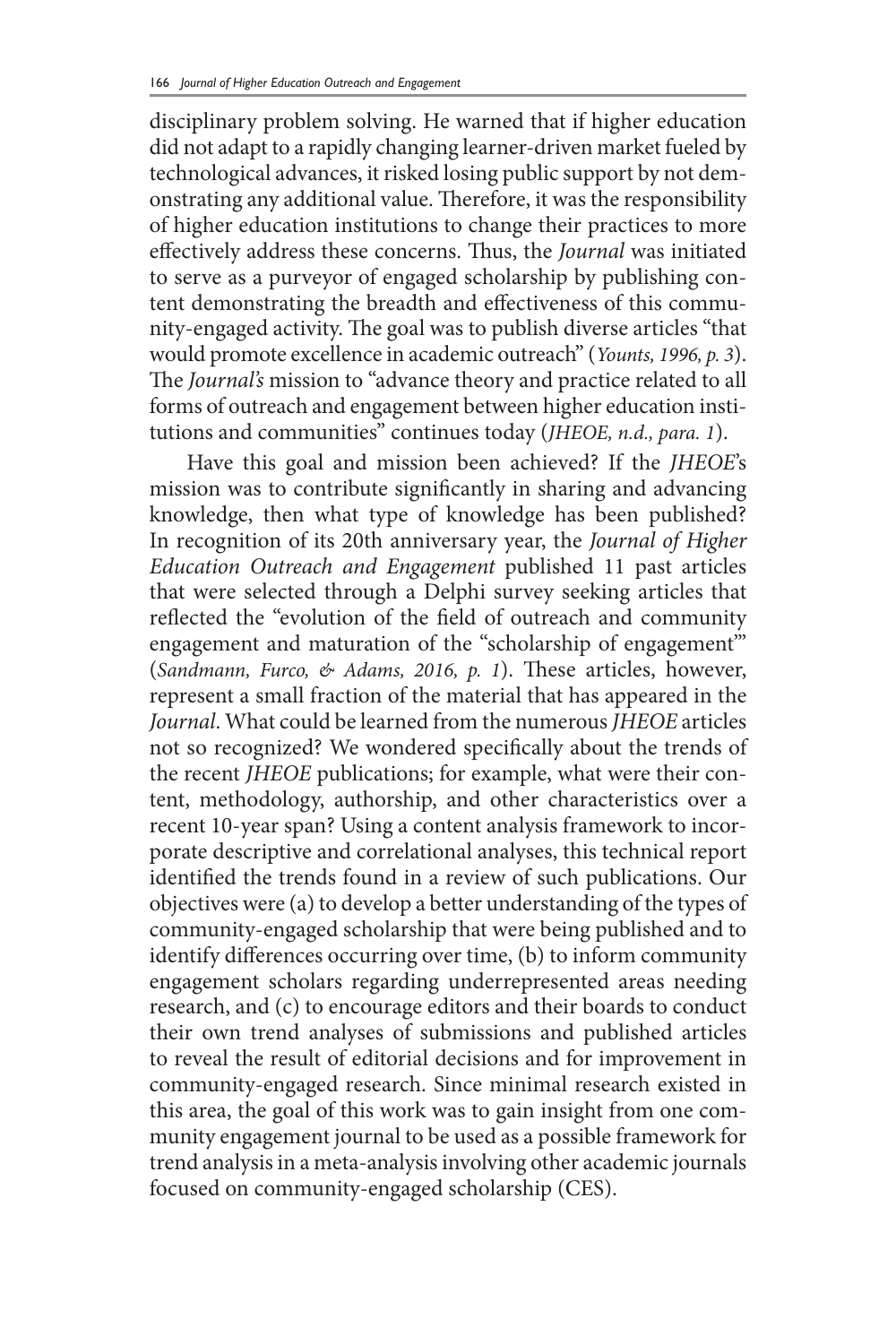disciplinary problem solving. He warned that if higher education did not adapt to a rapidly changing learner-driven market fueled by technological advances, it risked losing public support by not demonstrating any additional value. Therefore, it was the responsibility of higher education institutions to change their practices to more effectively address these concerns. Thus, the *Journal* was initiated to serve as a purveyor of engaged scholarship by publishing content demonstrating the breadth and effectiveness of this community-engaged activity. The goal was to publish diverse articles "that would promote excellence in academic outreach" (*Younts, 1996, p. 3*). The *Journal's* mission to "advance theory and practice related to all forms of outreach and engagement between higher education institutions and communities" continues today (*JHEOE, n.d., para. 1*).

Have this goal and mission been achieved? If the *JHEOE*'s mission was to contribute significantly in sharing and advancing knowledge, then what type of knowledge has been published? In recognition of its 20th anniversary year, the *Journal of Higher Education Outreach and Engagement* published 11 past articles that were selected through a Delphi survey seeking articles that reflected the "evolution of the field of outreach and community engagement and maturation of the "scholarship of engagement"" (*Sandmann, Furco, & Adams, 2016, p. 1*). These articles, however, represent a small fraction of the material that has appeared in the *Journal*. What could be learned from the numerous *JHEOE* articles not so recognized? We wondered specifically about the trends of the recent *JHEOE* publications; for example, what were their content, methodology, authorship, and other characteristics over a recent 10-year span? Using a content analysis framework to incorporate descriptive and correlational analyses, this technical report identified the trends found in a review of such publications. Our objectives were (a) to develop a better understanding of the types of community-engaged scholarship that were being published and to identify differences occurring over time, (b) to inform community engagement scholars regarding underrepresented areas needing research, and (c) to encourage editors and their boards to conduct their own trend analyses of submissions and published articles to reveal the result of editorial decisions and for improvement in community-engaged research. Since minimal research existed in this area, the goal of this work was to gain insight from one community engagement journal to be used as a possible framework for trend analysis in a meta-analysis involving other academic journals focused on community-engaged scholarship (CES).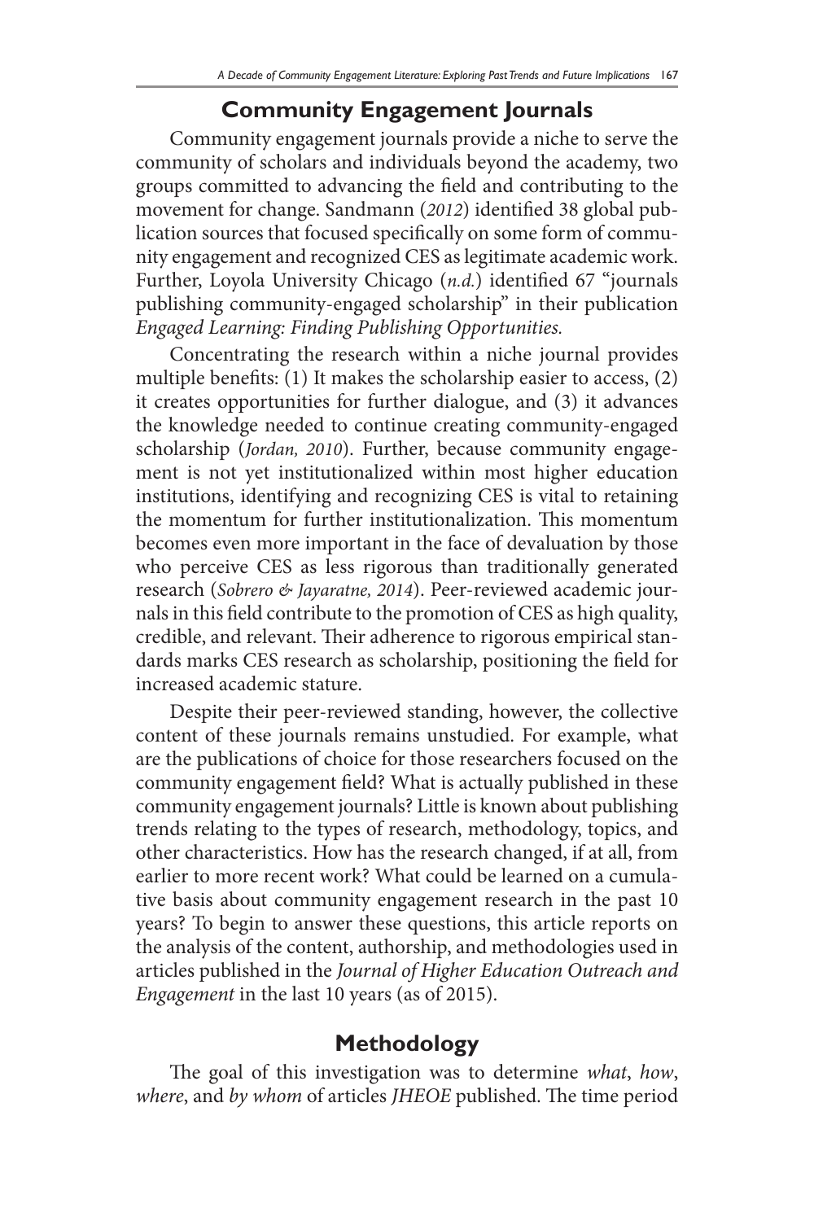## Community Engagement Journals

Community engagement journals provide a niche to serve the community of scholars and individuals beyond the academy, two groups committed to advancing the field and contributing to the movement for change. Sandmann (*2012*) identified 38 global publication sources that focused specifically on some form of community engagement and recognized CES as legitimate academic work. Further, Loyola University Chicago (*n.d.*) identified 67 "journals publishing community-engaged scholarship" in their publication *Engaged Learning: Finding Publishing Opportunities.*

Concentrating the research within a niche journal provides multiple benefits: (1) It makes the scholarship easier to access, (2) it creates opportunities for further dialogue, and (3) it advances the knowledge needed to continue creating community-engaged scholarship (*Jordan, 2010*). Further, because community engagement is not yet institutionalized within most higher education institutions, identifying and recognizing CES is vital to retaining the momentum for further institutionalization. This momentum becomes even more important in the face of devaluation by those who perceive CES as less rigorous than traditionally generated research (*Sobrero & Jayaratne, 2014*). Peer-reviewed academic journals in this field contribute to the promotion of CES as high quality, credible, and relevant. Their adherence to rigorous empirical standards marks CES research as scholarship, positioning the field for increased academic stature.

Despite their peer-reviewed standing, however, the collective content of these journals remains unstudied. For example, what are the publications of choice for those researchers focused on the community engagement field? What is actually published in these community engagement journals? Little is known about publishing trends relating to the types of research, methodology, topics, and other characteristics. How has the research changed, if at all, from earlier to more recent work? What could be learned on a cumulative basis about community engagement research in the past 10 years? To begin to answer these questions, this article reports on the analysis of the content, authorship, and methodologies used in articles published in the *Journal of Higher Education Outreach and Engagement* in the last 10 years (as of 2015).

## Methodology

The goal of this investigation was to determine *what*, *how*, *where*, and *by whom* of articles *JHEOE* published. The time period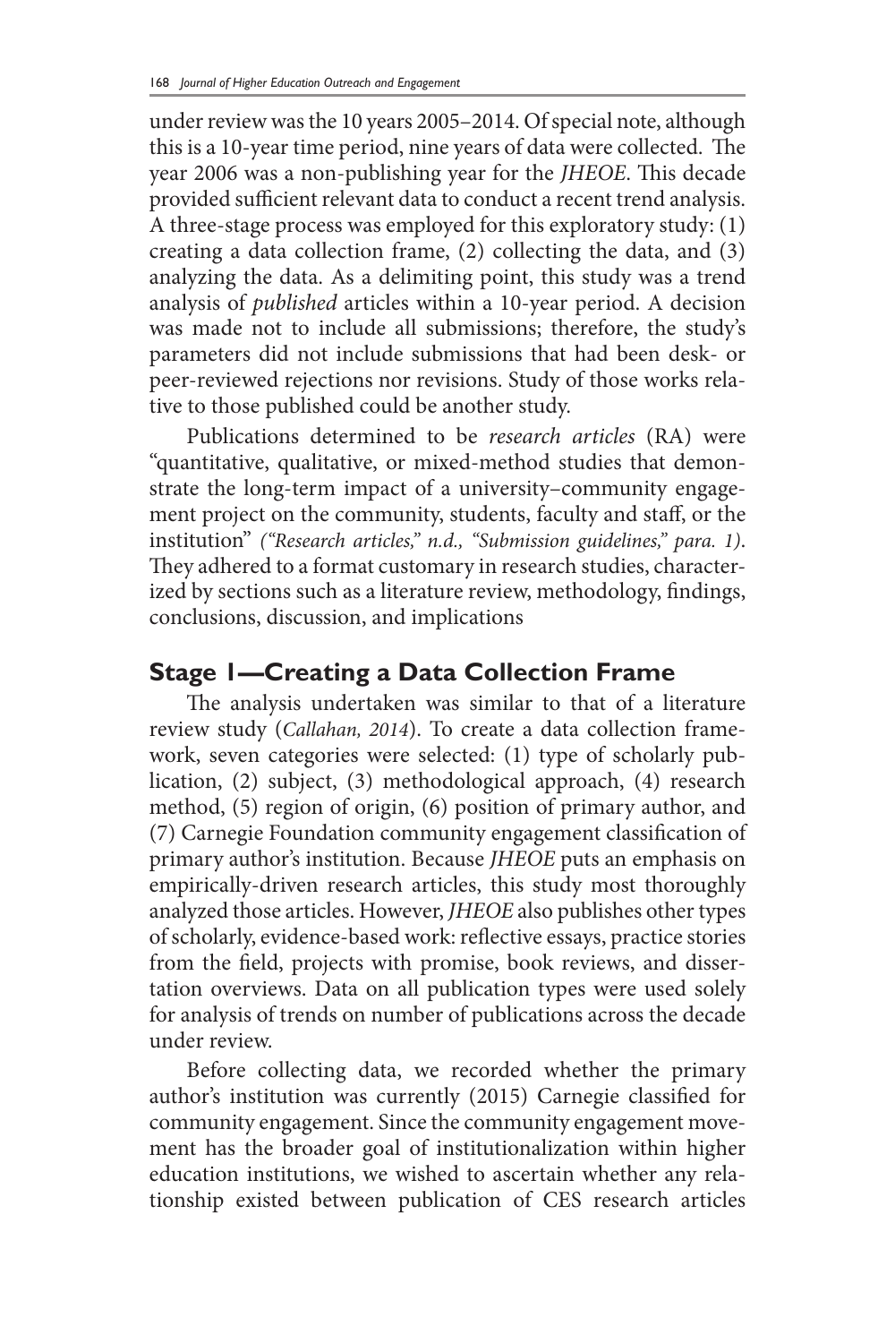under review was the 10 years 2005–2014. Of special note, although this is a 10-year time period, nine years of data were collected. The year 2006 was a non-publishing year for the *JHEOE*. This decade provided sufficient relevant data to conduct a recent trend analysis. A three-stage process was employed for this exploratory study: (1) creating a data collection frame, (2) collecting the data, and (3) analyzing the data. As a delimiting point, this study was a trend analysis of *published* articles within a 10-year period. A decision was made not to include all submissions; therefore, the study's parameters did not include submissions that had been desk- or peer-reviewed rejections nor revisions. Study of those works relative to those published could be another study.

Publications determined to be *research articles* (RA) were "quantitative, qualitative, or mixed-method studies that demonstrate the long-term impact of a university–community engagement project on the community, students, faculty and staff, or the institution" *("Research articles," n.d., "Submission guidelines," para. 1)*. They adhered to a format customary in research studies, characterized by sections such as a literature review, methodology, findings, conclusions, discussion, and implications

## Stage 1—Creating a Data Collection Frame

The analysis undertaken was similar to that of a literature review study (*Callahan, 2014*). To create a data collection framework, seven categories were selected: (1) type of scholarly publication, (2) subject, (3) methodological approach, (4) research method, (5) region of origin, (6) position of primary author, and (7) Carnegie Foundation community engagement classification of primary author's institution. Because *JHEOE* puts an emphasis on empirically-driven research articles, this study most thoroughly analyzed those articles. However, *JHEOE* also publishes other types of scholarly, evidence-based work: reflective essays, practice stories from the field, projects with promise, book reviews, and dissertation overviews. Data on all publication types were used solely for analysis of trends on number of publications across the decade under review.

Before collecting data, we recorded whether the primary author's institution was currently (2015) Carnegie classified for community engagement. Since the community engagement movement has the broader goal of institutionalization within higher education institutions, we wished to ascertain whether any relationship existed between publication of CES research articles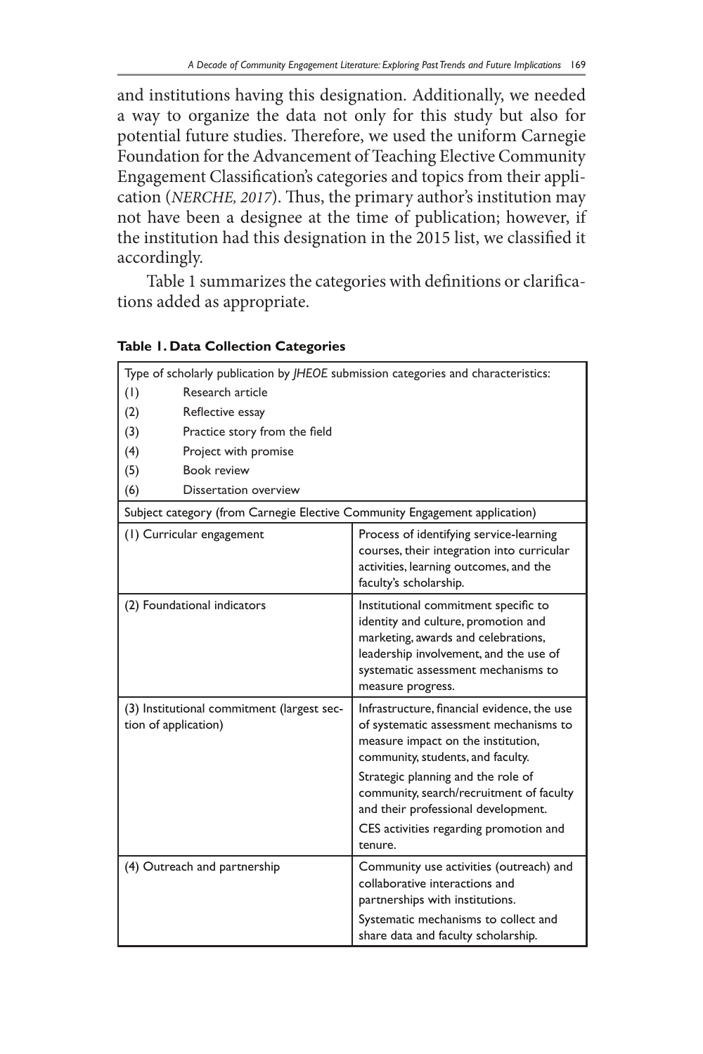and institutions having this designation. Additionally, we needed a way to organize the data not only for this study but also for potential future studies. Therefore, we used the uniform Carnegie Foundation for the Advancement of Teaching Elective Community Engagement Classification's categories and topics from their application (*NERCHE, 2017*). Thus, the primary author's institution may not have been a designee at the time of publication; however, if the institution had this designation in the 2015 list, we classified it accordingly.

Table 1 summarizes the categories with definitions or clarifications added as appropriate.

**Table 1. Data Collection Categories**

| Type of scholarly publication by *JHEOE* submission categories and characteristics: | |
|---|---|
| (1) Research article | |
| (2) Reflective essay | |
| (3) Practice story from the field | |
| (4) Project with promise | |
| (5) Book review | |
| (6) Dissertation overview | |
| Subject category (from Carnegie Elective Community Engagement application) | |
| (1) Curricular engagement | Process of identifying service-learning courses, their integration into curricular activities, learning outcomes, and the faculty's scholarship. |
| (2) Foundational indicators | Institutional commitment specific to identity and culture, promotion and marketing, awards and celebrations, leadership involvement, and the use of systematic assessment mechanisms to measure progress. |
| (3) Institutional commitment (largest section of application) | Infrastructure, financial evidence, the use of systematic assessment mechanisms to measure impact on the institution, community, students, and faculty.<br>Strategic planning and the role of community, search/recruitment of faculty and their professional development.<br>CES activities regarding promotion and tenure. |
| (4) Outreach and partnership | Community use activities (outreach) and collaborative interactions and partnerships with institutions.<br>Systematic mechanisms to collect and share data and faculty scholarship. |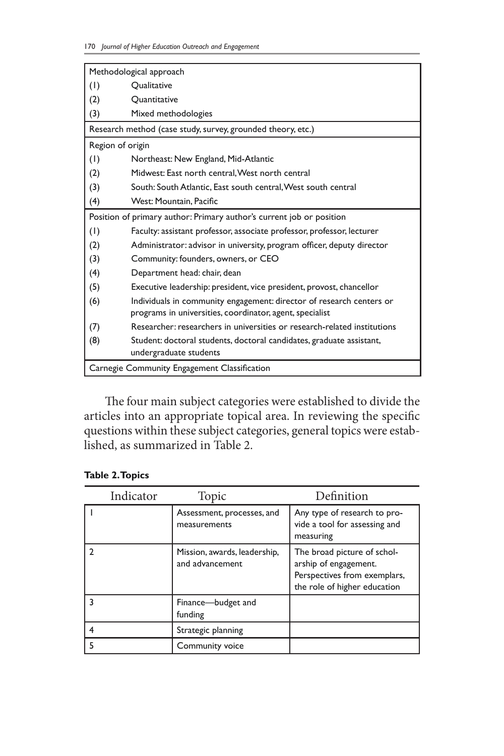| Methodological approach | |
|---|---|
| (1) | Qualitative |
| (2) | Quantitative |
| (3) | Mixed methodologies |
| Research method (case study, survey, grounded theory, etc.) | |
| Region of origin | |
| (1) | Northeast: New England, Mid-Atlantic |
| (2) | Midwest: East north central, West north central |
| (3) | South: South Atlantic, East south central, West south central |
| (4) | West: Mountain, Pacific |
| Position of primary author: Primary author's current job or position | |
| (1) | Faculty: assistant professor, associate professor, professor, lecturer |
| (2) | Administrator: advisor in university, program officer, deputy director |
| (3) | Community: founders, owners, or CEO |
| (4) | Department head: chair, dean |
| (5) | Executive leadership: president, vice president, provost, chancellor |
| (6) | Individuals in community engagement: director of research centers or programs in universities, coordinator, agent, specialist |
| (7) | Researcher: researchers in universities or research-related institutions |
| (8) | Student: doctoral students, doctoral candidates, graduate assistant, undergraduate students |
| Carnegie Community Engagement Classification | |

The four main subject categories were established to divide the articles into an appropriate topical area. In reviewing the specific questions within these subject categories, general topics were established, as summarized in Table 2.

**Table 2. Topics**

| Indicator | Topic | Definition |
|---|---|---|
| 1 | Assessment, processes, and measurements | Any type of research to provide a tool for assessing and measuring |
| 2 | Mission, awards, leadership, and advancement | The broad picture of scholarship of engagement. Perspectives from exemplars, the role of higher education |
| 3 | Finance—budget and funding | |
| 4 | Strategic planning | |
| 5 | Community voice | |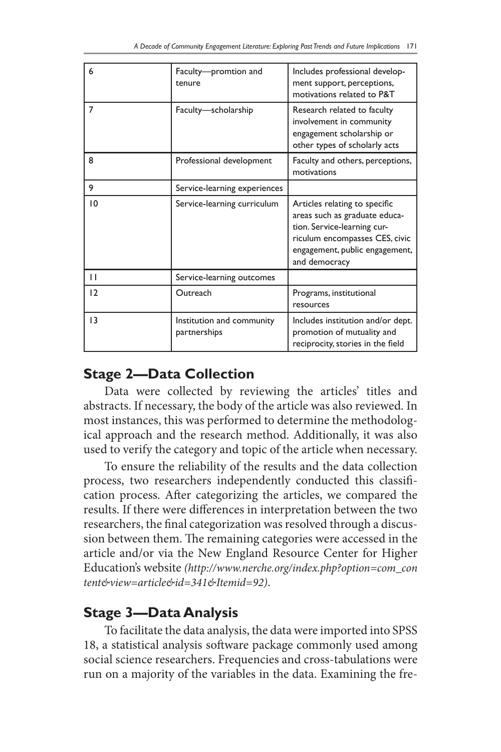| | | |
|---|---|---|
| 6 | Faculty—promtion and tenure | Includes professional development support, perceptions, motivations related to P&T |
| 7 | Faculty—scholarship | Research related to faculty involvement in community engagement scholarship or other types of scholarly acts |
| 8 | Professional development | Faculty and others, perceptions, motivations |
| 9 | Service-learning experiences | |
| 10 | Service-learning curriculum | Articles relating to specific areas such as graduate education. Service-learning curriculum encompasses CES, civic engagement, public engagement, and democracy |
| 11 | Service-learning outcomes | |
| 12 | Outreach | Programs, institutional resources |
| 13 | Institution and community partnerships | Includes institution and/or dept. promotion of mutuality and reciprocity, stories in the field |

## Stage 2—Data Collection

Data were collected by reviewing the articles' titles and abstracts. If necessary, the body of the article was also reviewed. In most instances, this was performed to determine the methodological approach and the research method. Additionally, it was also used to verify the category and topic of the article when necessary.

To ensure the reliability of the results and the data collection process, two researchers independently conducted this classification process. After categorizing the articles, we compared the results. If there were differences in interpretation between the two researchers, the final categorization was resolved through a discussion between them. The remaining categories were accessed in the article and/or via the New England Resource Center for Higher Education's website *(http://www.nerche.org/index.php?option=com_content&view=article&id=341&Itemid=92)*.

## Stage 3—Data Analysis

To facilitate the data analysis, the data were imported into SPSS 18, a statistical analysis software package commonly used among social science researchers. Frequencies and cross-tabulations were run on a majority of the variables in the data. Examining the fre-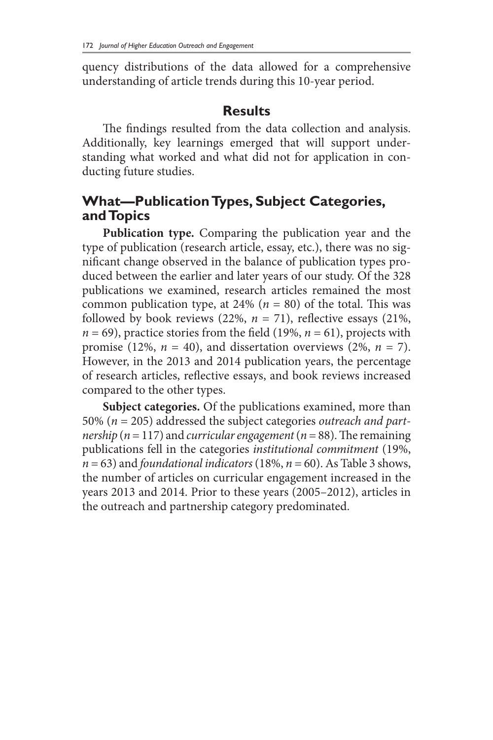quency distributions of the data allowed for a comprehensive understanding of article trends during this 10-year period.

## Results

The findings resulted from the data collection and analysis. Additionally, key learnings emerged that will support understanding what worked and what did not for application in conducting future studies.

## What—Publication Types, Subject Categories, and Topics

**Publication type.** Comparing the publication year and the type of publication (research article, essay, etc.), there was no significant change observed in the balance of publication types produced between the earlier and later years of our study. Of the 328 publications we examined, research articles remained the most common publication type, at 24% ($n$ = 80) of the total. This was followed by book reviews (22%, $n$ = 71), reflective essays (21%, $n$ = 69), practice stories from the field (19%, $n$ = 61), projects with promise (12%, $n$ = 40), and dissertation overviews (2%, $n$ = 7). However, in the 2013 and 2014 publication years, the percentage of research articles, reflective essays, and book reviews increased compared to the other types.

**Subject categories.** Of the publications examined, more than 50% ($n$ = 205) addressed the subject categories *outreach and partnership* ($n$ = 117) and *curricular engagement* ($n$ = 88). The remaining publications fell in the categories *institutional commitment* (19%, $n$ = 63) and *foundational indicators* (18%, $n$ = 60). As Table 3 shows, the number of articles on curricular engagement increased in the years 2013 and 2014. Prior to these years (2005–2012), articles in the outreach and partnership category predominated.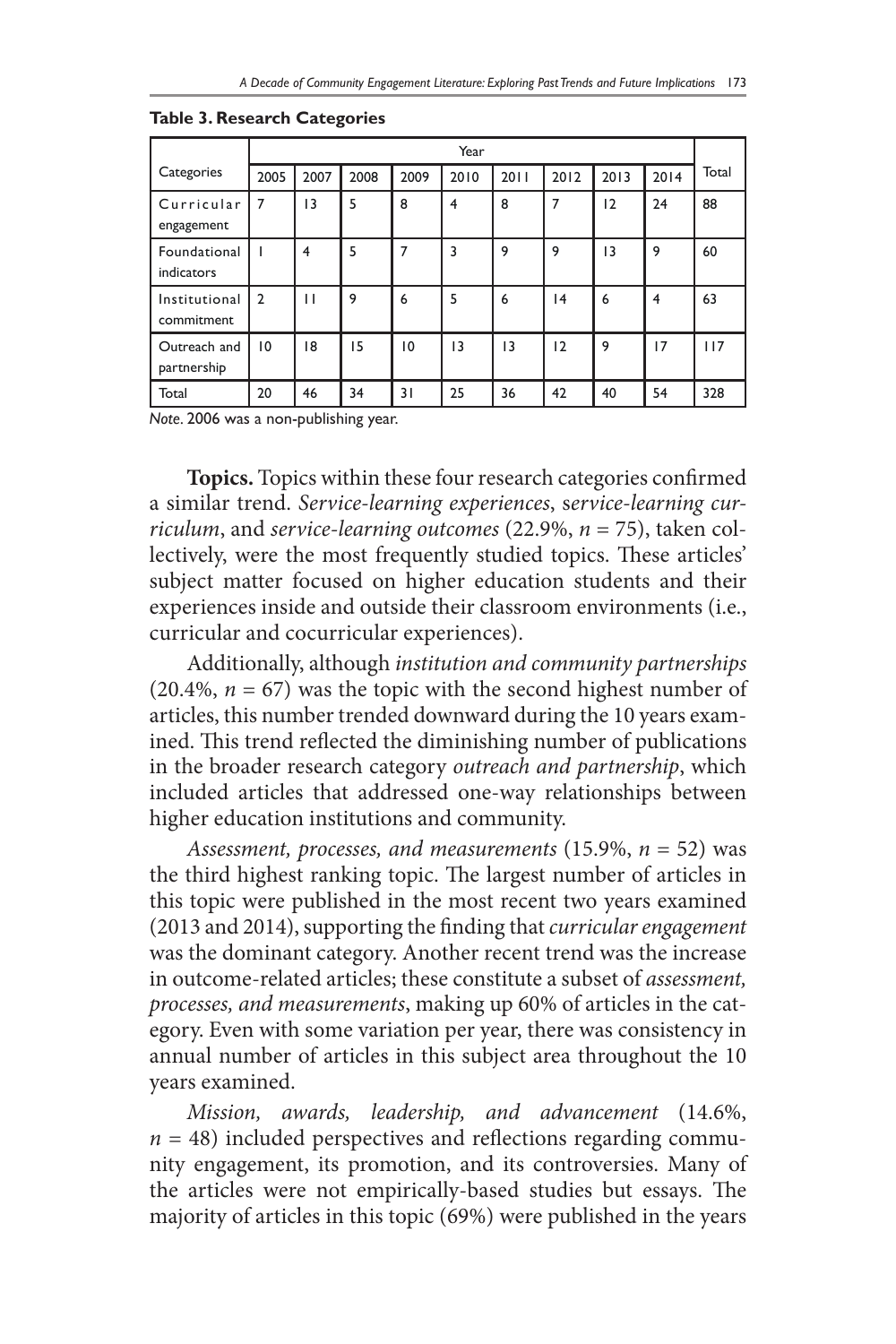**Table 3. Research Categories**

| Categories | Year | | | | | | | | | Total |
|---|---|---|---|---|---|---|---|---|---|---|
| | 2005 | 2007 | 2008 | 2009 | 2010 | 2011 | 2012 | 2013 | 2014 | |
| Curricular engagement | 7 | 13 | 5 | 8 | 4 | 8 | 7 | 12 | 24 | 88 |
| Foundational indicators | 1 | 4 | 5 | 7 | 3 | 9 | 9 | 13 | 9 | 60 |
| Institutional commitment | 2 | 11 | 9 | 6 | 5 | 6 | 14 | 6 | 4 | 63 |
| Outreach and partnership | 10 | 18 | 15 | 10 | 13 | 13 | 12 | 9 | 17 | 117 |
| Total | 20 | 46 | 34 | 31 | 25 | 36 | 42 | 40 | 54 | 328 |

*Note*. 2006 was a non-publishing year.

**Topics.** Topics within these four research categories confirmed a similar trend. *Service-learning experiences*, *service-learning curriculum*, and *service-learning outcomes* (22.9%, *n* = 75), taken collectively, were the most frequently studied topics. These articles' subject matter focused on higher education students and their experiences inside and outside their classroom environments (i.e., curricular and cocurricular experiences).

Additionally, although *institution and community partnerships* (20.4%, *n* = 67) was the topic with the second highest number of articles, this number trended downward during the 10 years examined. This trend reflected the diminishing number of publications in the broader research category *outreach and partnership*, which included articles that addressed one-way relationships between higher education institutions and community.

*Assessment, processes, and measurements* (15.9%, *n* = 52) was the third highest ranking topic. The largest number of articles in this topic were published in the most recent two years examined (2013 and 2014), supporting the finding that *curricular engagement* was the dominant category. Another recent trend was the increase in outcome-related articles; these constitute a subset of *assessment, processes, and measurements*, making up 60% of articles in the category. Even with some variation per year, there was consistency in annual number of articles in this subject area throughout the 10 years examined.

*Mission, awards, leadership, and advancement* (14.6%, *n* = 48) included perspectives and reflections regarding community engagement, its promotion, and its controversies. Many of the articles were not empirically-based studies but essays. The majority of articles in this topic (69%) were published in the years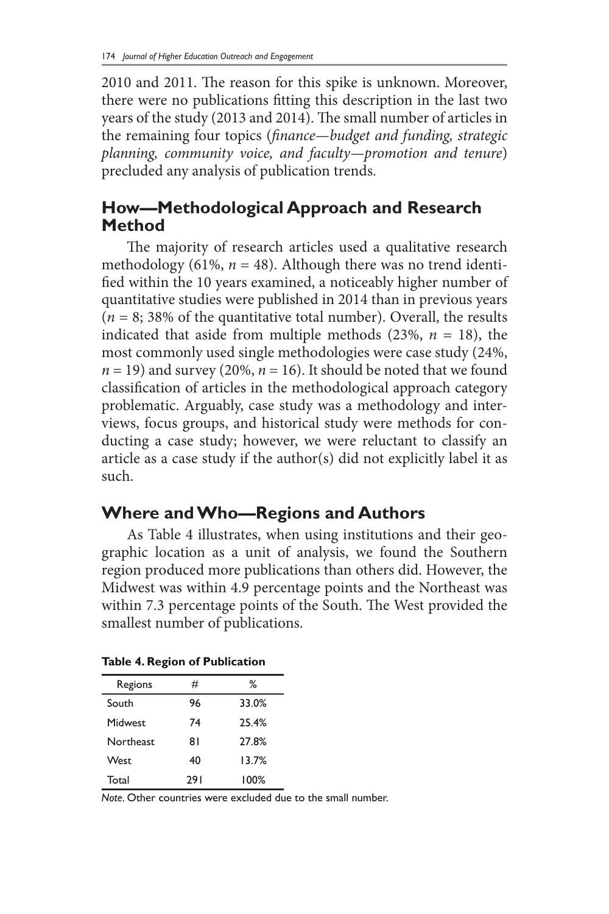2010 and 2011. The reason for this spike is unknown. Moreover, there were no publications fitting this description in the last two years of the study (2013 and 2014). The small number of articles in the remaining four topics (*finance—budget and funding, strategic planning, community voice, and faculty—promotion and tenure*) precluded any analysis of publication trends.

## How—Methodological Approach and Research Method

The majority of research articles used a qualitative research methodology (61%, $n = 48$). Although there was no trend identified within the 10 years examined, a noticeably higher number of quantitative studies were published in 2014 than in previous years ($n = 8$; 38% of the quantitative total number). Overall, the results indicated that aside from multiple methods (23%, $n = 18$), the most commonly used single methodologies were case study (24%, $n = 19$) and survey (20%, $n = 16$). It should be noted that we found classification of articles in the methodological approach category problematic. Arguably, case study was a methodology and interviews, focus groups, and historical study were methods for conducting a case study; however, we were reluctant to classify an article as a case study if the author(s) did not explicitly label it as such.

## Where and Who—Regions and Authors

As Table 4 illustrates, when using institutions and their geographic location as a unit of analysis, we found the Southern region produced more publications than others did. However, the Midwest was within 4.9 percentage points and the Northeast was within 7.3 percentage points of the South. The West provided the smallest number of publications.

**Table 4. Region of Publication**

| Regions | # | % |
|---|---|---|
| South | 96 | 33.0% |
| Midwest | 74 | 25.4% |
| Northeast | 81 | 27.8% |
| West | 40 | 13.7% |
| Total | 291 | 100% |

*Note.* Other countries were excluded due to the small number.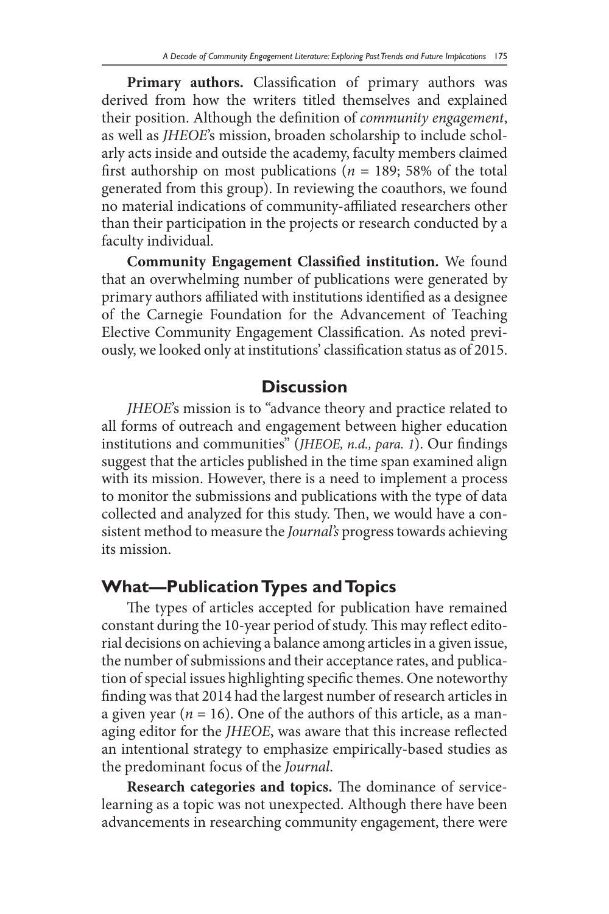**Primary authors.** Classification of primary authors was derived from how the writers titled themselves and explained their position. Although the definition of *community engagement*, as well as *JHEOE*'s mission, broaden scholarship to include scholarly acts inside and outside the academy, faculty members claimed first authorship on most publications ($n$ = 189; 58% of the total generated from this group). In reviewing the coauthors, we found no material indications of community-affiliated researchers other than their participation in the projects or research conducted by a faculty individual.

**Community Engagement Classified institution.** We found that an overwhelming number of publications were generated by primary authors affiliated with institutions identified as a designee of the Carnegie Foundation for the Advancement of Teaching Elective Community Engagement Classification. As noted previously, we looked only at institutions' classification status as of 2015.

## Discussion

*JHEOE*'s mission is to "advance theory and practice related to all forms of outreach and engagement between higher education institutions and communities" (*JHEOE, n.d., para. 1*). Our findings suggest that the articles published in the time span examined align with its mission. However, there is a need to implement a process to monitor the submissions and publications with the type of data collected and analyzed for this study. Then, we would have a consistent method to measure the *Journal's* progress towards achieving its mission.

## What—Publication Types and Topics

The types of articles accepted for publication have remained constant during the 10-year period of study. This may reflect editorial decisions on achieving a balance among articles in a given issue, the number of submissions and their acceptance rates, and publication of special issues highlighting specific themes. One noteworthy finding was that 2014 had the largest number of research articles in a given year ($n$ = 16). One of the authors of this article, as a managing editor for the *JHEOE*, was aware that this increase reflected an intentional strategy to emphasize empirically-based studies as the predominant focus of the *Journal*.

**Research categories and topics.** The dominance of service-learning as a topic was not unexpected. Although there have been advancements in researching community engagement, there were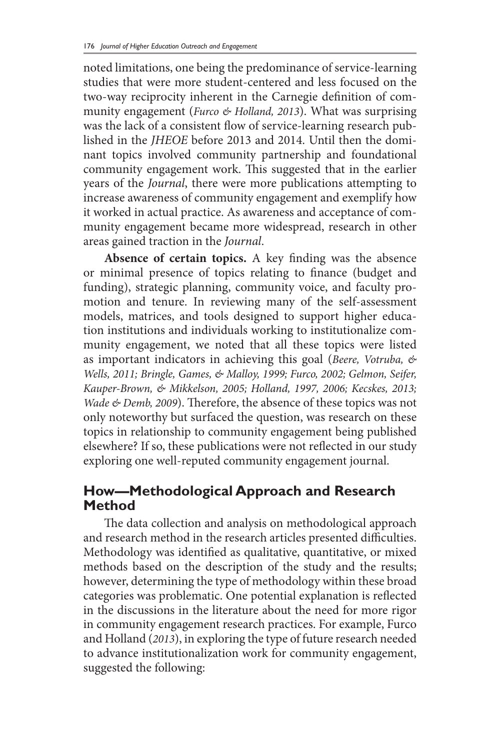noted limitations, one being the predominance of service-learning studies that were more student-centered and less focused on the two-way reciprocity inherent in the Carnegie definition of community engagement (*Furco & Holland, 2013*). What was surprising was the lack of a consistent flow of service-learning research published in the *JHEOE* before 2013 and 2014. Until then the dominant topics involved community partnership and foundational community engagement work. This suggested that in the earlier years of the *Journal*, there were more publications attempting to increase awareness of community engagement and exemplify how it worked in actual practice. As awareness and acceptance of community engagement became more widespread, research in other areas gained traction in the *Journal*.

**Absence of certain topics.** A key finding was the absence or minimal presence of topics relating to finance (budget and funding), strategic planning, community voice, and faculty promotion and tenure. In reviewing many of the self-assessment models, matrices, and tools designed to support higher education institutions and individuals working to institutionalize community engagement, we noted that all these topics were listed as important indicators in achieving this goal (*Beere, Votruba, & Wells, 2011; Bringle, Games, & Malloy, 1999; Furco, 2002; Gelmon, Seifer, Kauper-Brown, & Mikkelson, 2005; Holland, 1997, 2006; Kecskes, 2013; Wade & Demb, 2009*). Therefore, the absence of these topics was not only noteworthy but surfaced the question, was research on these topics in relationship to community engagement being published elsewhere? If so, these publications were not reflected in our study exploring one well-reputed community engagement journal.

## How—Methodological Approach and Research Method

The data collection and analysis on methodological approach and research method in the research articles presented difficulties. Methodology was identified as qualitative, quantitative, or mixed methods based on the description of the study and the results; however, determining the type of methodology within these broad categories was problematic. One potential explanation is reflected in the discussions in the literature about the need for more rigor in community engagement research practices. For example, Furco and Holland (*2013*), in exploring the type of future research needed to advance institutionalization work for community engagement, suggested the following: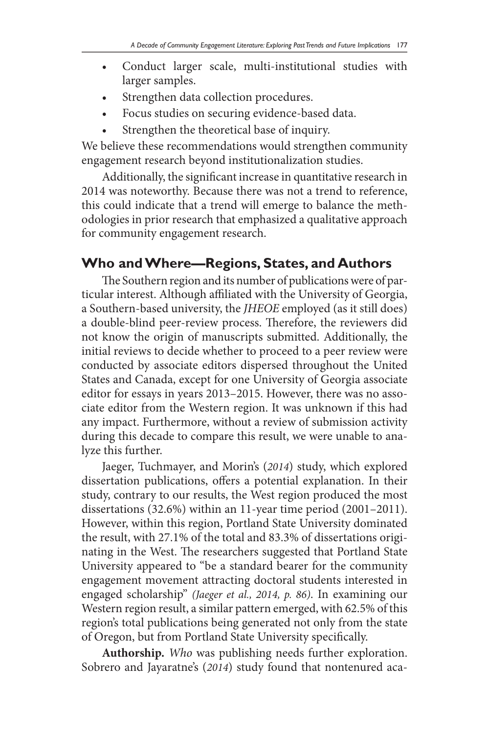- Conduct larger scale, multi-institutional studies with larger samples.
- Strengthen data collection procedures.
- Focus studies on securing evidence-based data.
- Strengthen the theoretical base of inquiry.

We believe these recommendations would strengthen community engagement research beyond institutionalization studies.

Additionally, the significant increase in quantitative research in 2014 was noteworthy. Because there was not a trend to reference, this could indicate that a trend will emerge to balance the methodologies in prior research that emphasized a qualitative approach for community engagement research.

## Who and Where—Regions, States, and Authors

The Southern region and its number of publications were of particular interest. Although affiliated with the University of Georgia, a Southern-based university, the *JHEOE* employed (as it still does) a double-blind peer-review process. Therefore, the reviewers did not know the origin of manuscripts submitted. Additionally, the initial reviews to decide whether to proceed to a peer review were conducted by associate editors dispersed throughout the United States and Canada, except for one University of Georgia associate editor for essays in years 2013–2015. However, there was no associate editor from the Western region. It was unknown if this had any impact. Furthermore, without a review of submission activity during this decade to compare this result, we were unable to analyze this further.

Jaeger, Tuchmayer, and Morin's (*2014*) study, which explored dissertation publications, offers a potential explanation. In their study, contrary to our results, the West region produced the most dissertations (32.6%) within an 11-year time period (2001–2011). However, within this region, Portland State University dominated the result, with 27.1% of the total and 83.3% of dissertations originating in the West. The researchers suggested that Portland State University appeared to "be a standard bearer for the community engagement movement attracting doctoral students interested in engaged scholarship" *(Jaeger et al., 2014, p. 86)*. In examining our Western region result, a similar pattern emerged, with 62.5% of this region's total publications being generated not only from the state of Oregon, but from Portland State University specifically.

**Authorship.** *Who* was publishing needs further exploration. Sobrero and Jayaratne's (*2014*) study found that nontenured aca-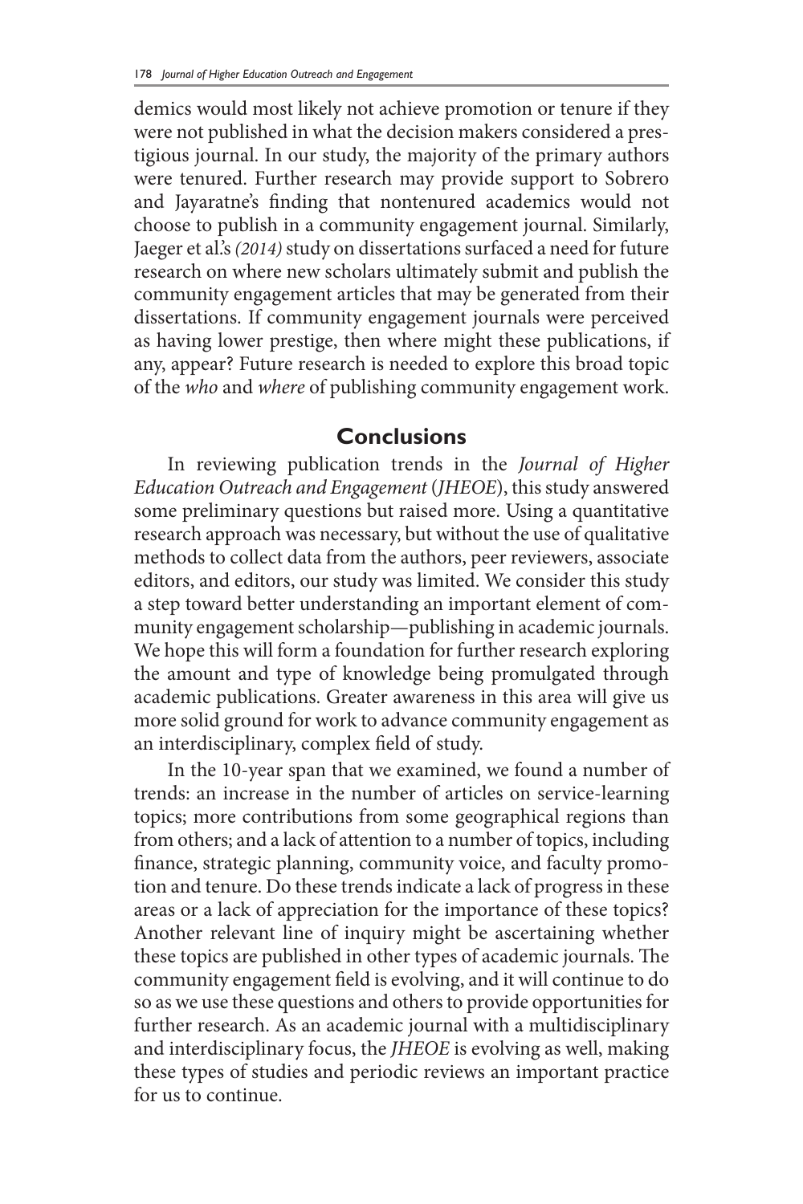demics would most likely not achieve promotion or tenure if they were not published in what the decision makers considered a prestigious journal. In our study, the majority of the primary authors were tenured. Further research may provide support to Sobrero and Jayaratne's finding that nontenured academics would not choose to publish in a community engagement journal. Similarly, Jaeger et al.'s *(2014)* study on dissertations surfaced a need for future research on where new scholars ultimately submit and publish the community engagement articles that may be generated from their dissertations. If community engagement journals were perceived as having lower prestige, then where might these publications, if any, appear? Future research is needed to explore this broad topic of the *who* and *where* of publishing community engagement work.

## Conclusions

In reviewing publication trends in the *Journal of Higher Education Outreach and Engagement* (*JHEOE*), this study answered some preliminary questions but raised more. Using a quantitative research approach was necessary, but without the use of qualitative methods to collect data from the authors, peer reviewers, associate editors, and editors, our study was limited. We consider this study a step toward better understanding an important element of community engagement scholarship—publishing in academic journals. We hope this will form a foundation for further research exploring the amount and type of knowledge being promulgated through academic publications. Greater awareness in this area will give us more solid ground for work to advance community engagement as an interdisciplinary, complex field of study.

In the 10-year span that we examined, we found a number of trends: an increase in the number of articles on service-learning topics; more contributions from some geographical regions than from others; and a lack of attention to a number of topics, including finance, strategic planning, community voice, and faculty promotion and tenure. Do these trends indicate a lack of progress in these areas or a lack of appreciation for the importance of these topics? Another relevant line of inquiry might be ascertaining whether these topics are published in other types of academic journals. The community engagement field is evolving, and it will continue to do so as we use these questions and others to provide opportunities for further research. As an academic journal with a multidisciplinary and interdisciplinary focus, the *JHEOE* is evolving as well, making these types of studies and periodic reviews an important practice for us to continue.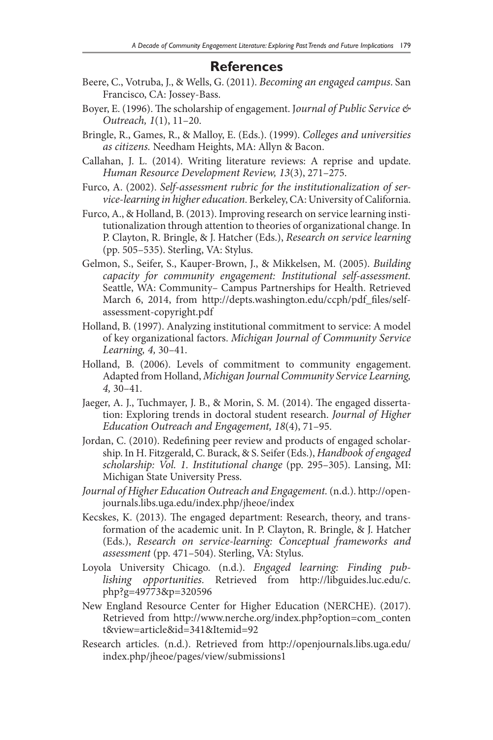## References

Beere, C., Votruba, J., & Wells, G. (2011). *Becoming an engaged campus*. San Francisco, CA: Jossey-Bass.

Boyer, E. (1996). The scholarship of engagement. J*ournal of Public Service & Outreach, 1*(1), 11–20.

Bringle, R., Games, R., & Malloy, E. (Eds.). (1999). *Colleges and universities as citizens.* Needham Heights, MA: Allyn & Bacon.

Callahan, J. L. (2014). Writing literature reviews: A reprise and update. *Human Resource Development Review, 13*(3), 271–275.

Furco, A. (2002). *Self-assessment rubric for the institutionalization of service-learning in higher education*. Berkeley, CA: University of California.

Furco, A., & Holland, B. (2013). Improving research on service learning institutionalization through attention to theories of organizational change. In P. Clayton, R. Bringle, & J. Hatcher (Eds.), *Research on service learning* (pp. 505–535). Sterling, VA: Stylus.

Gelmon, S., Seifer, S., Kauper-Brown, J., & Mikkelsen, M. (2005). *Building capacity for community engagement: Institutional self-assessment.* Seattle, WA: Community– Campus Partnerships for Health. Retrieved March 6, 2014, from http://depts.washington.edu/ccph/pdf_files/self-assessment-copyright.pdf

Holland, B. (1997). Analyzing institutional commitment to service: A model of key organizational factors. *Michigan Journal of Community Service Learning, 4,* 30–41.

Holland, B. (2006). Levels of commitment to community engagement. Adapted from Holland, *Michigan Journal Community Service Learning, 4,* 30–41.

Jaeger, A. J., Tuchmayer, J. B., & Morin, S. M. (2014). The engaged dissertation: Exploring trends in doctoral student research. *Journal of Higher Education Outreach and Engagement, 18*(4), 71–95.

Jordan, C. (2010). Redefining peer review and products of engaged scholarship. In H. Fitzgerald, C. Burack, & S. Seifer (Eds.), *Handbook of engaged scholarship: Vol. 1. Institutional change* (pp. 295–305). Lansing, MI: Michigan State University Press.

*Journal of Higher Education Outreach and Engagement*. (n.d.). http://openjournals.libs.uga.edu/index.php/jheoe/index

Kecskes, K. (2013). The engaged department: Research, theory, and transformation of the academic unit. In P. Clayton, R. Bringle, & J. Hatcher (Eds.), *Research on service-learning: Conceptual frameworks and assessment* (pp. 471–504). Sterling, VA: Stylus.

Loyola University Chicago. (n.d.). *Engaged learning: Finding publishing opportunities*. Retrieved from http://libguides.luc.edu/c.php?g=49773&p=320596

New England Resource Center for Higher Education (NERCHE). (2017). Retrieved from http://www.nerche.org/index.php?option=com_content&view=article&id=341&Itemid=92

Research articles. (n.d.). Retrieved from http://openjournals.libs.uga.edu/index.php/jheoe/pages/view/submissions1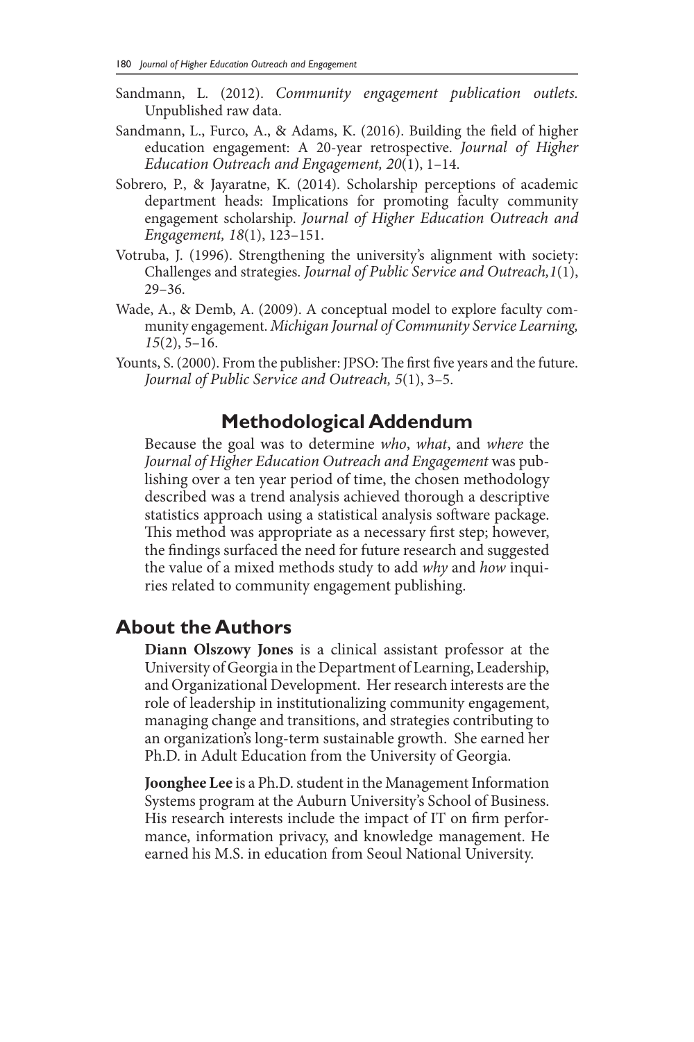Sandmann, L. (2012). *Community engagement publication outlets.* Unpublished raw data.

Sandmann, L., Furco, A., & Adams, K. (2016). Building the field of higher education engagement: A 20-year retrospective. *Journal of Higher Education Outreach and Engagement, 20*(1), 1–14.

Sobrero, P., & Jayaratne, K. (2014). Scholarship perceptions of academic department heads: Implications for promoting faculty community engagement scholarship. *Journal of Higher Education Outreach and Engagement, 18*(1), 123–151.

Votruba, J. (1996). Strengthening the university's alignment with society: Challenges and strategies. *Journal of Public Service and Outreach,1*(1), 29–36.

Wade, A., & Demb, A. (2009). A conceptual model to explore faculty community engagement. *Michigan Journal of Community Service Learning, 15*(2), 5–16.

Younts, S. (2000). From the publisher: JPSO: The first five years and the future. *Journal of Public Service and Outreach, 5*(1), 3–5.

## Methodological Addendum

Because the goal was to determine *who*, *what*, and *where* the *Journal of Higher Education Outreach and Engagement* was publishing over a ten year period of time, the chosen methodology described was a trend analysis achieved thorough a descriptive statistics approach using a statistical analysis software package. This method was appropriate as a necessary first step; however, the findings surfaced the need for future research and suggested the value of a mixed methods study to add *why* and *how* inquiries related to community engagement publishing.

## About the Authors

**Diann Olszowy Jones** is a clinical assistant professor at the University of Georgia in the Department of Learning, Leadership, and Organizational Development. Her research interests are the role of leadership in institutionalizing community engagement, managing change and transitions, and strategies contributing to an organization's long-term sustainable growth. She earned her Ph.D. in Adult Education from the University of Georgia.

**Joonghee Lee** is a Ph.D. student in the Management Information Systems program at the Auburn University's School of Business. His research interests include the impact of IT on firm performance, information privacy, and knowledge management. He earned his M.S. in education from Seoul National University.